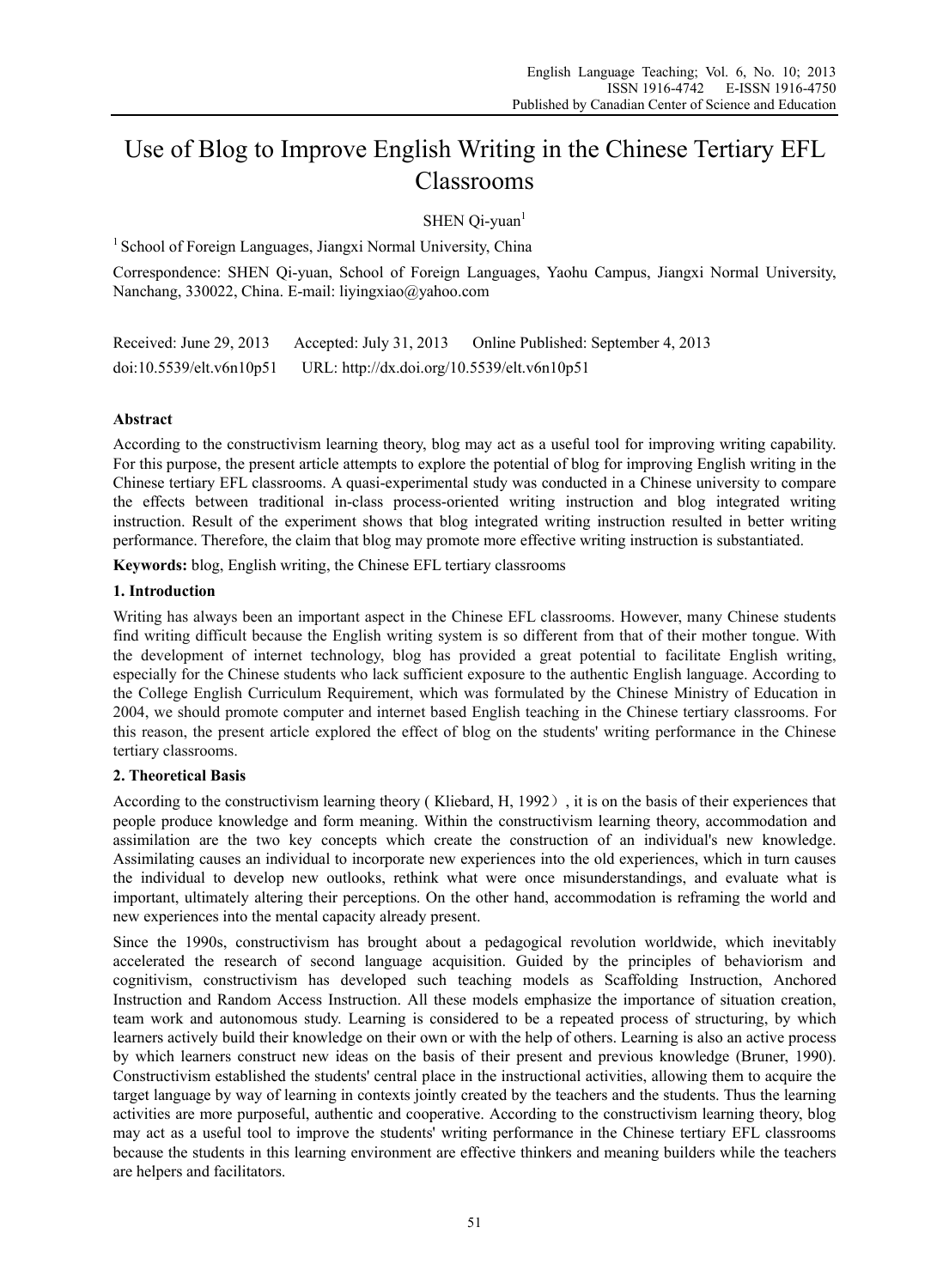# Use of Blog to Improve English Writing in the Chinese Tertiary EFL Classrooms

SHEN Qi-yuan[1]

[1] School of Foreign Languages, Jiangxi Normal University, China

Correspondence: SHEN Qi-yuan, School of Foreign Languages, Yaohu Campus, Jiangxi Normal University, Nanchang, 330022, China. E-mail: liyingxiao@yahoo.com

Received: June 29, 2013 Accepted: July 31, 2013 Online Published: September 4, 2013

doi:10.5539/elt.v6n10p51 URL: http://dx.doi.org/10.5539/elt.v6n10p51

**Abstract**

According to the constructivism learning theory, blog may act as a useful tool for improving writing capability. For this purpose, the present article attempts to explore the potential of blog for improving English writing in the Chinese tertiary EFL classrooms. A quasi-experimental study was conducted in a Chinese university to compare the effects between traditional in-class process-oriented writing instruction and blog integrated writing instruction. Result of the experiment shows that blog integrated writing instruction resulted in better writing performance. Therefore, the claim that blog may promote more effective writing instruction is substantiated.

**Keywords:** blog, English writing, the Chinese EFL tertiary classrooms

## 1. Introduction

Writing has always been an important aspect in the Chinese EFL classrooms. However, many Chinese students find writing difficult because the English writing system is so different from that of their mother tongue. With the development of internet technology, blog has provided a great potential to facilitate English writing, especially for the Chinese students who lack sufficient exposure to the authentic English language. According to the College English Curriculum Requirement, which was formulated by the Chinese Ministry of Education in 2004, we should promote computer and internet based English teaching in the Chinese tertiary classrooms. For this reason, the present article explored the effect of blog on the students' writing performance in the Chinese tertiary classrooms.

## 2. Theoretical Basis

According to the constructivism learning theory ( Kliebard, H, 1992）, it is on the basis of their experiences that people produce knowledge and form meaning. Within the constructivism learning theory, accommodation and assimilation are the two key concepts which create the construction of an individual's new knowledge. Assimilating causes an individual to incorporate new experiences into the old experiences, which in turn causes the individual to develop new outlooks, rethink what were once misunderstandings, and evaluate what is important, ultimately altering their perceptions. On the other hand, accommodation is reframing the world and new experiences into the mental capacity already present.

Since the 1990s, constructivism has brought about a pedagogical revolution worldwide, which inevitably accelerated the research of second language acquisition. Guided by the principles of behaviorism and cognitivism, constructivism has developed such teaching models as Scaffolding Instruction, Anchored Instruction and Random Access Instruction. All these models emphasize the importance of situation creation, team work and autonomous study. Learning is considered to be a repeated process of structuring, by which learners actively build their knowledge on their own or with the help of others. Learning is also an active process by which learners construct new ideas on the basis of their present and previous knowledge (Bruner, 1990). Constructivism established the students' central place in the instructional activities, allowing them to acquire the target language by way of learning in contexts jointly created by the teachers and the students. Thus the learning activities are more purposeful, authentic and cooperative. According to the constructivism learning theory, blog may act as a useful tool to improve the students' writing performance in the Chinese tertiary EFL classrooms because the students in this learning environment are effective thinkers and meaning builders while the teachers are helpers and facilitators.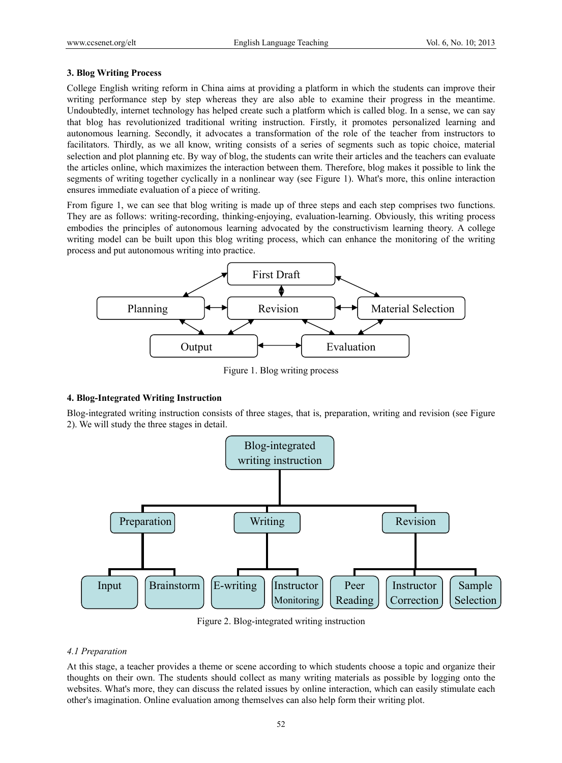### 3. Blog Writing Process

College English writing reform in China aims at providing a platform in which the students can improve their writing performance step by step whereas they are also able to examine their progress in the meantime. Undoubtedly, internet technology has helped create such a platform which is called blog. In a sense, we can say that blog has revolutionized traditional writing instruction. Firstly, it promotes personalized learning and autonomous learning. Secondly, it advocates a transformation of the role of the teacher from instructors to facilitators. Thirdly, as we all know, writing consists of a series of segments such as topic choice, material selection and plot planning etc. By way of blog, the students can write their articles and the teachers can evaluate the articles online, which maximizes the interaction between them. Therefore, blog makes it possible to link the segments of writing together cyclically in a nonlinear way (see Figure 1). What's more, this online interaction ensures immediate evaluation of a piece of writing.

From figure 1, we can see that blog writing is made up of three steps and each step comprises two functions. They are as follows: writing-recording, thinking-enjoying, evaluation-learning. Obviously, this writing process embodies the principles of autonomous learning advocated by the constructivism learning theory. A college writing model can be built upon this blog writing process, which can enhance the monitoring of the writing process and put autonomous writing into practice.

First Draft

Planning | Revision | Material Selection

Output | Evaluation

Figure 1. Blog writing process

### 4. Blog-Integrated Writing Instruction

Blog-integrated writing instruction consists of three stages, that is, preparation, writing and revision (see Figure 2). We will study the three stages in detail.

Blog-integrated writing instruction

- Preparation
  - Input
  - Brainstorm
- Writing
  - E-writing
  - Instructor Monitoring
- Revision
  - Peer Reading
  - Instructor Correction
  - Sample Selection

Figure 2. Blog-integrated writing instruction

#### *4.1 Preparation*

At this stage, a teacher provides a theme or scene according to which students choose a topic and organize their thoughts on their own. The students should collect as many writing materials as possible by logging onto the websites. What's more, they can discuss the related issues by online interaction, which can easily stimulate each other's imagination. Online evaluation among themselves can also help form their writing plot.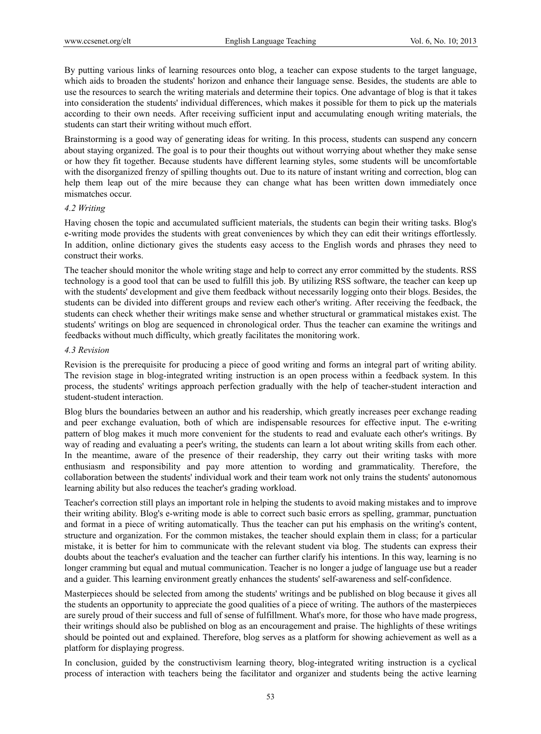By putting various links of learning resources onto blog, a teacher can expose students to the target language, which aids to broaden the students' horizon and enhance their language sense. Besides, the students are able to use the resources to search the writing materials and determine their topics. One advantage of blog is that it takes into consideration the students' individual differences, which makes it possible for them to pick up the materials according to their own needs. After receiving sufficient input and accumulating enough writing materials, the students can start their writing without much effort.

Brainstorming is a good way of generating ideas for writing. In this process, students can suspend any concern about staying organized. The goal is to pour their thoughts out without worrying about whether they make sense or how they fit together. Because students have different learning styles, some students will be uncomfortable with the disorganized frenzy of spilling thoughts out. Due to its nature of instant writing and correction, blog can help them leap out of the mire because they can change what has been written down immediately once mismatches occur.

### *4.2 Writing*

Having chosen the topic and accumulated sufficient materials, the students can begin their writing tasks. Blog's e-writing mode provides the students with great conveniences by which they can edit their writings effortlessly. In addition, online dictionary gives the students easy access to the English words and phrases they need to construct their works.

The teacher should monitor the whole writing stage and help to correct any error committed by the students. RSS technology is a good tool that can be used to fulfill this job. By utilizing RSS software, the teacher can keep up with the students' development and give them feedback without necessarily logging onto their blogs. Besides, the students can be divided into different groups and review each other's writing. After receiving the feedback, the students can check whether their writings make sense and whether structural or grammatical mistakes exist. The students' writings on blog are sequenced in chronological order. Thus the teacher can examine the writings and feedbacks without much difficulty, which greatly facilitates the monitoring work.

### *4.3 Revision*

Revision is the prerequisite for producing a piece of good writing and forms an integral part of writing ability. The revision stage in blog-integrated writing instruction is an open process within a feedback system. In this process, the students' writings approach perfection gradually with the help of teacher-student interaction and student-student interaction.

Blog blurs the boundaries between an author and his readership, which greatly increases peer exchange reading and peer exchange evaluation, both of which are indispensable resources for effective input. The e-writing pattern of blog makes it much more convenient for the students to read and evaluate each other's writings. By way of reading and evaluating a peer's writing, the students can learn a lot about writing skills from each other. In the meantime, aware of the presence of their readership, they carry out their writing tasks with more enthusiasm and responsibility and pay more attention to wording and grammaticality. Therefore, the collaboration between the students' individual work and their team work not only trains the students' autonomous learning ability but also reduces the teacher's grading workload.

Teacher's correction still plays an important role in helping the students to avoid making mistakes and to improve their writing ability. Blog's e-writing mode is able to correct such basic errors as spelling, grammar, punctuation and format in a piece of writing automatically. Thus the teacher can put his emphasis on the writing's content, structure and organization. For the common mistakes, the teacher should explain them in class; for a particular mistake, it is better for him to communicate with the relevant student via blog. The students can express their doubts about the teacher's evaluation and the teacher can further clarify his intentions. In this way, learning is no longer cramming but equal and mutual communication. Teacher is no longer a judge of language use but a reader and a guider. This learning environment greatly enhances the students' self-awareness and self-confidence.

Masterpieces should be selected from among the students' writings and be published on blog because it gives all the students an opportunity to appreciate the good qualities of a piece of writing. The authors of the masterpieces are surely proud of their success and full of sense of fulfillment. What's more, for those who have made progress, their writings should also be published on blog as an encouragement and praise. The highlights of these writings should be pointed out and explained. Therefore, blog serves as a platform for showing achievement as well as a platform for displaying progress.

In conclusion, guided by the constructivism learning theory, blog-integrated writing instruction is a cyclical process of interaction with teachers being the facilitator and organizer and students being the active learning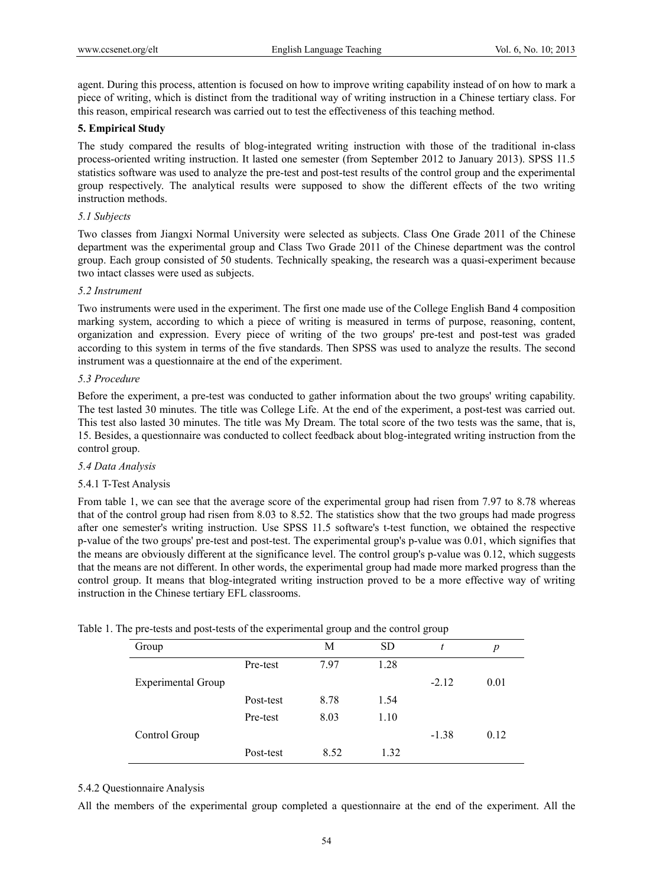agent. During this process, attention is focused on how to improve writing capability instead of on how to mark a piece of writing, which is distinct from the traditional way of writing instruction in a Chinese tertiary class. For this reason, empirical research was carried out to test the effectiveness of this teaching method.

## 5. Empirical Study

The study compared the results of blog-integrated writing instruction with those of the traditional in-class process-oriented writing instruction. It lasted one semester (from September 2012 to January 2013). SPSS 11.5 statistics software was used to analyze the pre-test and post-test results of the control group and the experimental group respectively. The analytical results were supposed to show the different effects of the two writing instruction methods.

### *5.1 Subjects*

Two classes from Jiangxi Normal University were selected as subjects. Class One Grade 2011 of the Chinese department was the experimental group and Class Two Grade 2011 of the Chinese department was the control group. Each group consisted of 50 students. Technically speaking, the research was a quasi-experiment because two intact classes were used as subjects.

### *5.2 Instrument*

Two instruments were used in the experiment. The first one made use of the College English Band 4 composition marking system, according to which a piece of writing is measured in terms of purpose, reasoning, content, organization and expression. Every piece of writing of the two groups' pre-test and post-test was graded according to this system in terms of the five standards. Then SPSS was used to analyze the results. The second instrument was a questionnaire at the end of the experiment.

### *5.3 Procedure*

Before the experiment, a pre-test was conducted to gather information about the two groups' writing capability. The test lasted 30 minutes. The title was College Life. At the end of the experiment, a post-test was carried out. This test also lasted 30 minutes. The title was My Dream. The total score of the two tests was the same, that is, 15. Besides, a questionnaire was conducted to collect feedback about blog-integrated writing instruction from the control group.

### *5.4 Data Analysis*

#### 5.4.1 T-Test Analysis

From table 1, we can see that the average score of the experimental group had risen from 7.97 to 8.78 whereas that of the control group had risen from 8.03 to 8.52. The statistics show that the two groups had made progress after one semester's writing instruction. Use SPSS 11.5 software's t-test function, we obtained the respective p-value of the two groups' pre-test and post-test. The experimental group's p-value was 0.01, which signifies that the means are obviously different at the significance level. The control group's p-value was 0.12, which suggests that the means are not different. In other words, the experimental group had made more marked progress than the control group. It means that blog-integrated writing instruction proved to be a more effective way of writing instruction in the Chinese tertiary EFL classrooms.

Table 1. The pre-tests and post-tests of the experimental group and the control group

| Group | | M | SD | $t$ | $p$ |
|---|---|---|---|---|---|
| Experimental Group | Pre-test | 7.97 | 1.28 | -2.12 | 0.01 |
| | Post-test | 8.78 | 1.54 | | |
| Control Group | Pre-test | 8.03 | 1.10 | -1.38 | 0.12 |
| | Post-test | 8.52 | 1.32 | | |

#### 5.4.2 Questionnaire Analysis

All the members of the experimental group completed a questionnaire at the end of the experiment. All the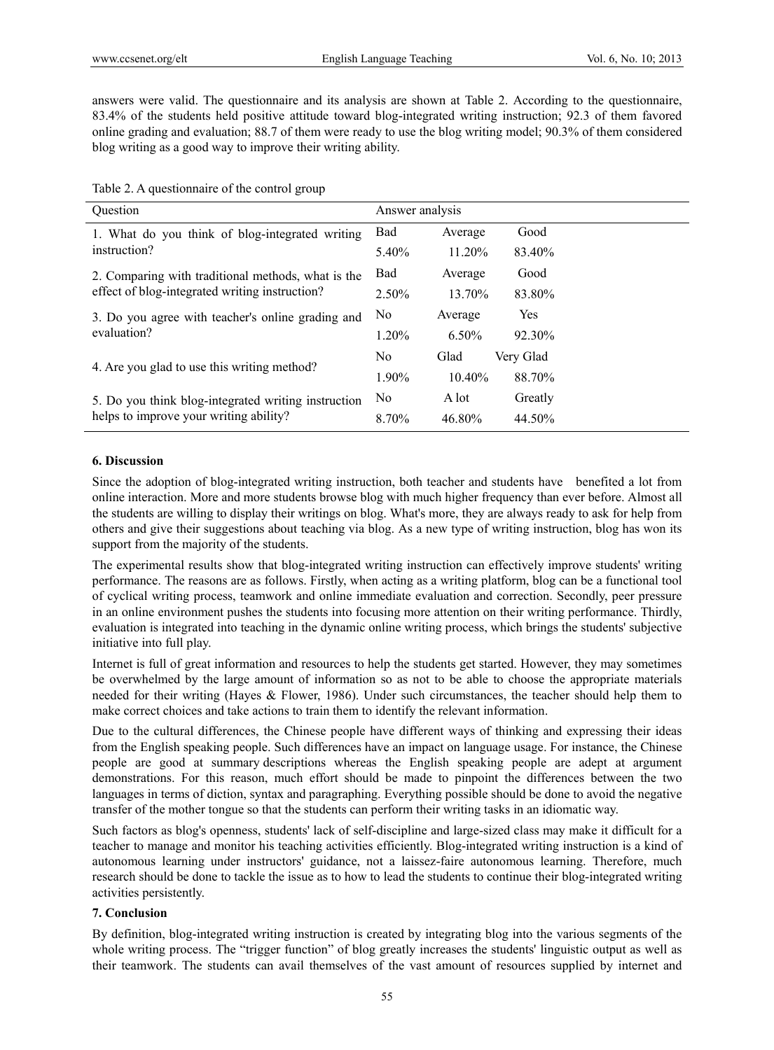answers were valid. The questionnaire and its analysis are shown at Table 2. According to the questionnaire, 83.4% of the students held positive attitude toward blog-integrated writing instruction; 92.3 of them favored online grading and evaluation; 88.7 of them were ready to use the blog writing model; 90.3% of them considered blog writing as a good way to improve their writing ability.

Table 2. A questionnaire of the control group

| Question | Answer analysis | | |
|---|---|---|---|
| 1. What do you think of blog-integrated writing instruction? | Bad | Average | Good |
| | 5.40% | 11.20% | 83.40% |
| 2. Comparing with traditional methods, what is the effect of blog-integrated writing instruction? | Bad | Average | Good |
| | 2.50% | 13.70% | 83.80% |
| 3. Do you agree with teacher's online grading and evaluation? | No | Average | Yes |
| | 1.20% | 6.50% | 92.30% |
| 4. Are you glad to use this writing method? | No | Glad | Very Glad |
| | 1.90% | 10.40% | 88.70% |
| 5. Do you think blog-integrated writing instruction helps to improve your writing ability? | No | A lot | Greatly |
| | 8.70% | 46.80% | 44.50% |

## 6. Discussion

Since the adoption of blog-integrated writing instruction, both teacher and students have benefited a lot from online interaction. More and more students browse blog with much higher frequency than ever before. Almost all the students are willing to display their writings on blog. What's more, they are always ready to ask for help from others and give their suggestions about teaching via blog. As a new type of writing instruction, blog has won its support from the majority of the students.

The experimental results show that blog-integrated writing instruction can effectively improve students' writing performance. The reasons are as follows. Firstly, when acting as a writing platform, blog can be a functional tool of cyclical writing process, teamwork and online immediate evaluation and correction. Secondly, peer pressure in an online environment pushes the students into focusing more attention on their writing performance. Thirdly, evaluation is integrated into teaching in the dynamic online writing process, which brings the students' subjective initiative into full play.

Internet is full of great information and resources to help the students get started. However, they may sometimes be overwhelmed by the large amount of information so as not to be able to choose the appropriate materials needed for their writing (Hayes & Flower, 1986). Under such circumstances, the teacher should help them to make correct choices and take actions to train them to identify the relevant information.

Due to the cultural differences, the Chinese people have different ways of thinking and expressing their ideas from the English speaking people. Such differences have an impact on language usage. For instance, the Chinese people are good at summary descriptions whereas the English speaking people are adept at argument demonstrations. For this reason, much effort should be made to pinpoint the differences between the two languages in terms of diction, syntax and paragraphing. Everything possible should be done to avoid the negative transfer of the mother tongue so that the students can perform their writing tasks in an idiomatic way.

Such factors as blog's openness, students' lack of self-discipline and large-sized class may make it difficult for a teacher to manage and monitor his teaching activities efficiently. Blog-integrated writing instruction is a kind of autonomous learning under instructors' guidance, not a laissez-faire autonomous learning. Therefore, much research should be done to tackle the issue as to how to lead the students to continue their blog-integrated writing activities persistently.

## 7. Conclusion

By definition, blog-integrated writing instruction is created by integrating blog into the various segments of the whole writing process. The "trigger function" of blog greatly increases the students' linguistic output as well as their teamwork. The students can avail themselves of the vast amount of resources supplied by internet and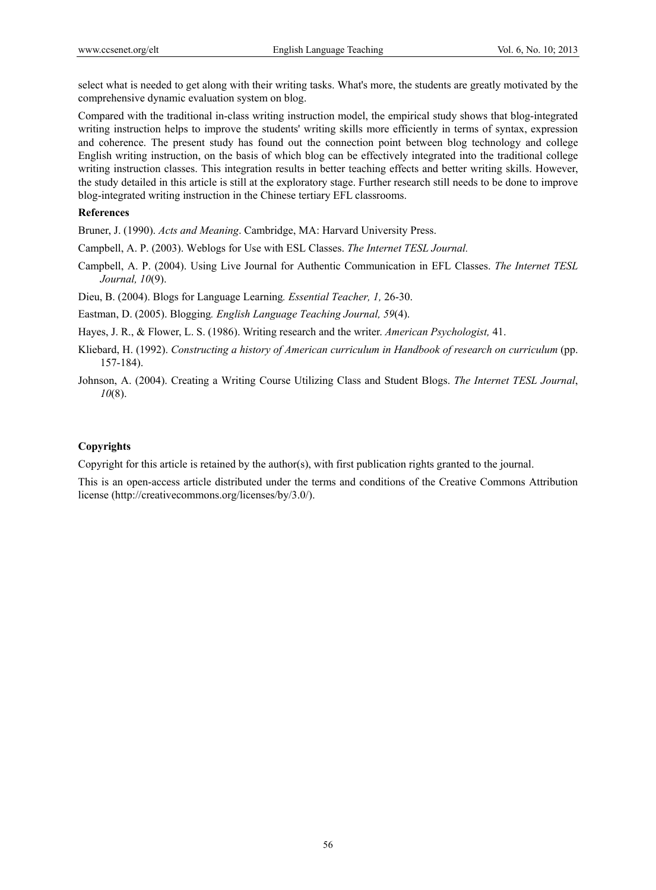select what is needed to get along with their writing tasks. What's more, the students are greatly motivated by the comprehensive dynamic evaluation system on blog.

Compared with the traditional in-class writing instruction model, the empirical study shows that blog-integrated writing instruction helps to improve the students' writing skills more efficiently in terms of syntax, expression and coherence. The present study has found out the connection point between blog technology and college English writing instruction, on the basis of which blog can be effectively integrated into the traditional college writing instruction classes. This integration results in better teaching effects and better writing skills. However, the study detailed in this article is still at the exploratory stage. Further research still needs to be done to improve blog-integrated writing instruction in the Chinese tertiary EFL classrooms.

## References

Bruner, J. (1990). *Acts and Meaning*. Cambridge, MA: Harvard University Press.

Campbell, A. P. (2003). Weblogs for Use with ESL Classes. *The Internet TESL Journal.*

Campbell, A. P. (2004). Using Live Journal for Authentic Communication in EFL Classes. *The Internet TESL Journal, 10*(9).

Dieu, B. (2004). Blogs for Language Learning*. Essential Teacher, 1,* 26-30.

Eastman, D. (2005). Blogging*. English Language Teaching Journal, 59*(4).

Hayes, J. R., & Flower, L. S. (1986). Writing research and the writer. *American Psychologist,* 41.

Kliebard, H. (1992). *Constructing a history of American curriculum in Handbook of research on curriculum* (pp. 157-184).

Johnson, A. (2004). Creating a Writing Course Utilizing Class and Student Blogs. *The Internet TESL Journal*, *10*(8).

## Copyrights

Copyright for this article is retained by the author(s), with first publication rights granted to the journal.

This is an open-access article distributed under the terms and conditions of the Creative Commons Attribution license (http://creativecommons.org/licenses/by/3.0/).